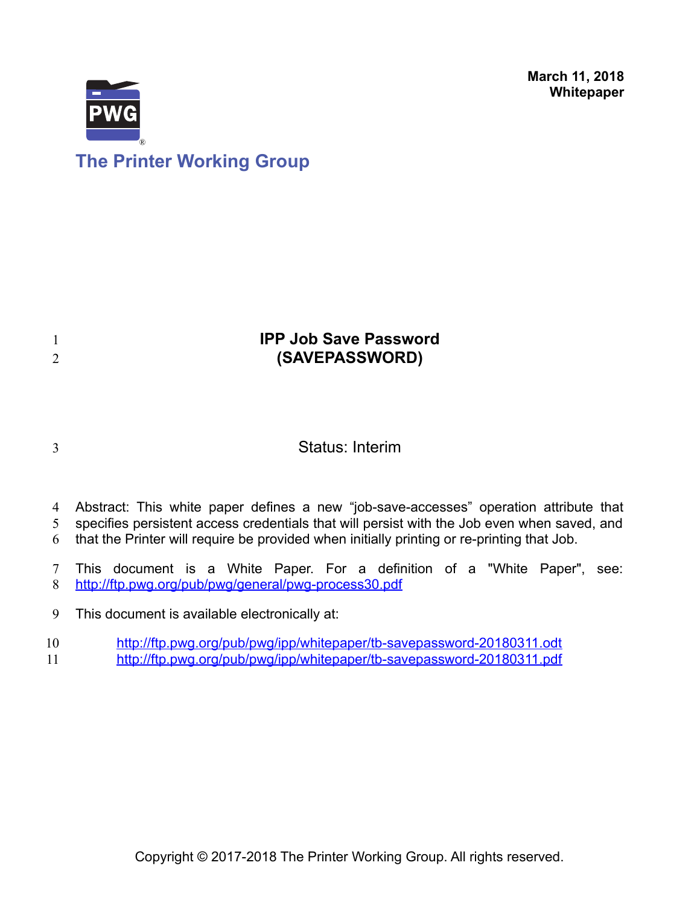March 11, 2018
**Whitepaper**

The Printer Working Group

# IPP Job Save Password (SAVEPASSWORD)

Status: Interim

Abstract: This white paper defines a new “job-save-accesses” operation attribute that specifies persistent access credentials that will persist with the Job even when saved, and that the Printer will require be provided when initially printing or re-printing that Job.

This document is a White Paper. For a definition of a "White Paper", see: http://ftp.pwg.org/pub/pwg/general/pwg-process30.pdf

This document is available electronically at:

http://ftp.pwg.org/pub/pwg/ipp/whitepaper/tb-savepassword-20180311.odt
http://ftp.pwg.org/pub/pwg/ipp/whitepaper/tb-savepassword-20180311.pdf

Copyright © 2017-2018 The Printer Working Group. All rights reserved.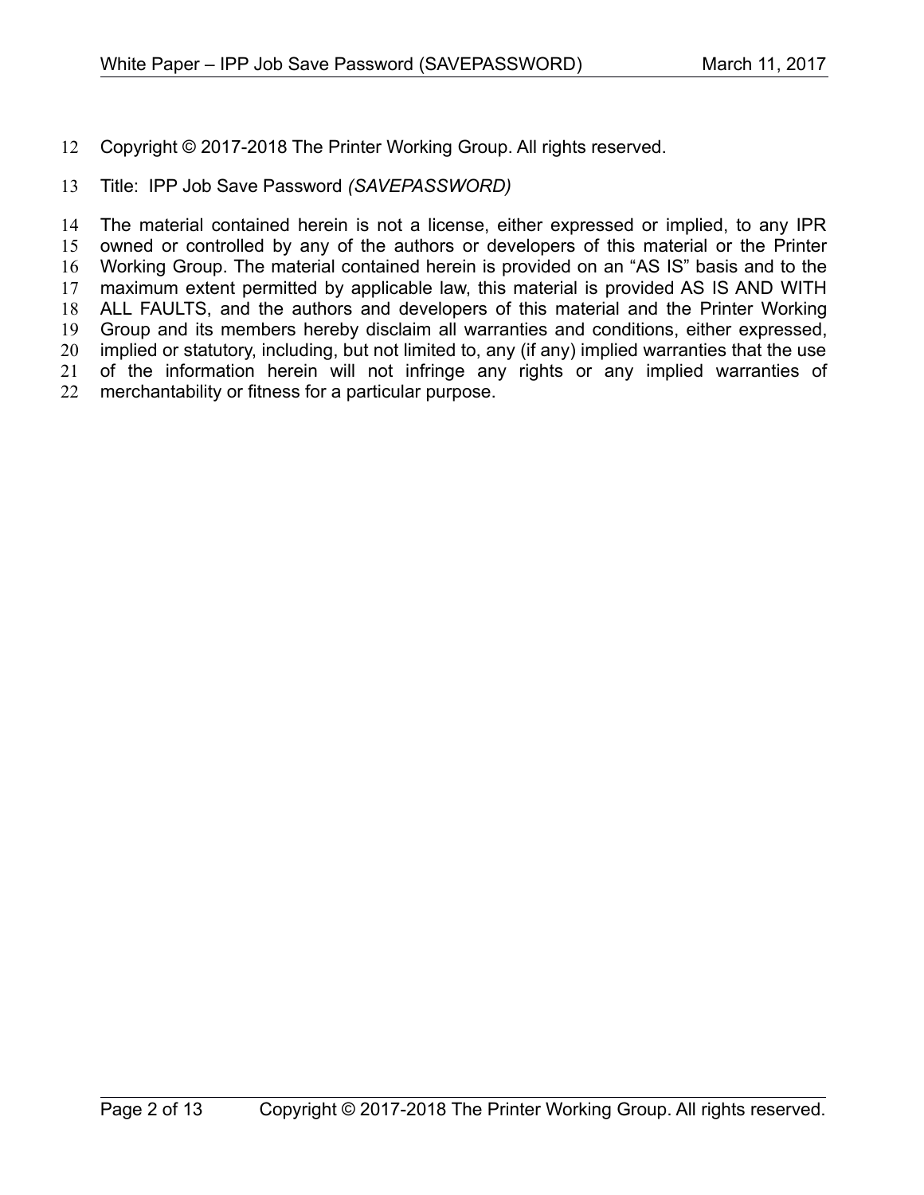Copyright © 2017-2018 The Printer Working Group. All rights reserved.

Title: IPP Job Save Password *(SAVEPASSWORD)*

The material contained herein is not a license, either expressed or implied, to any IPR owned or controlled by any of the authors or developers of this material or the Printer Working Group. The material contained herein is provided on an "AS IS" basis and to the maximum extent permitted by applicable law, this material is provided AS IS AND WITH ALL FAULTS, and the authors and developers of this material and the Printer Working Group and its members hereby disclaim all warranties and conditions, either expressed, implied or statutory, including, but not limited to, any (if any) implied warranties that the use of the information herein will not infringe any rights or any implied warranties of merchantability or fitness for a particular purpose.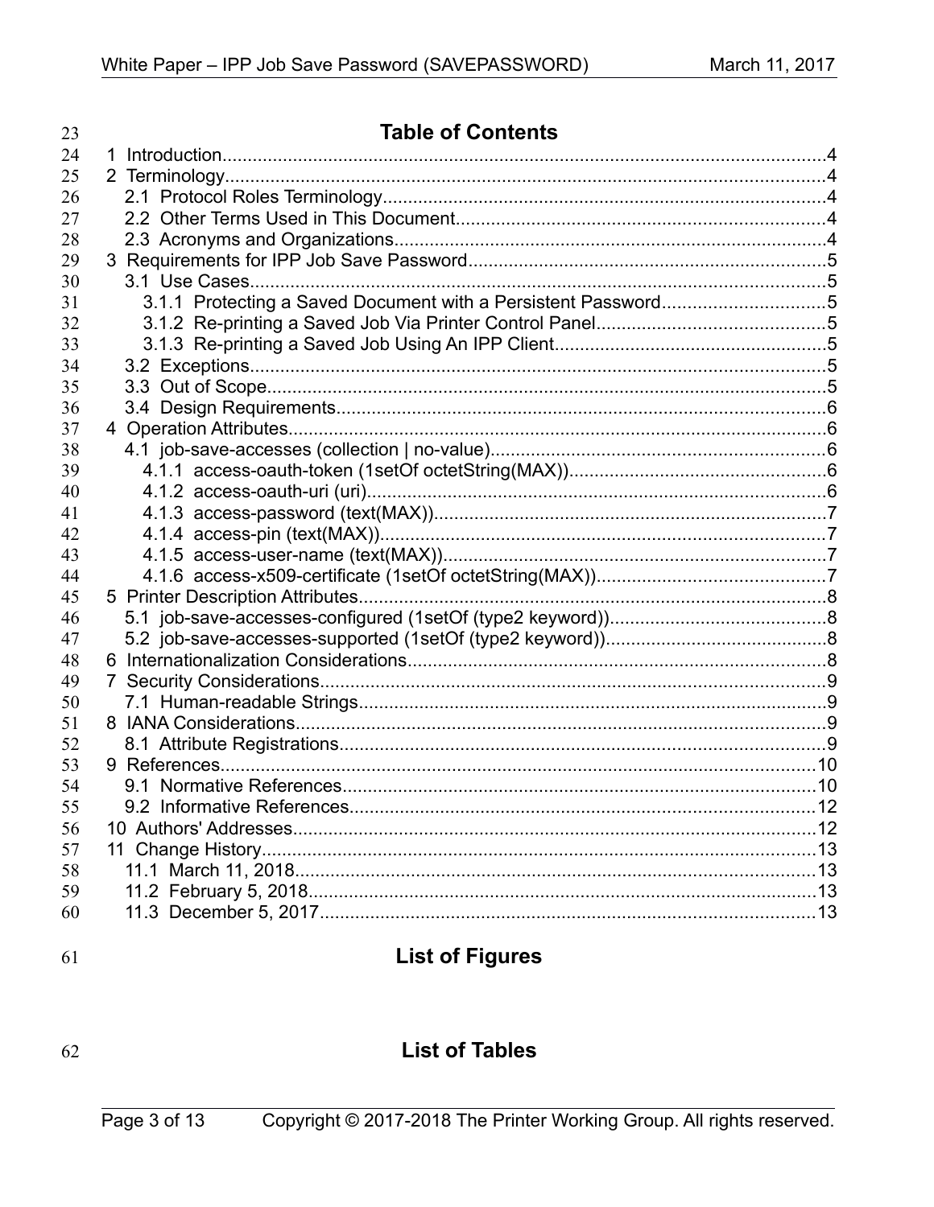# Table of Contents

1 Introduction....................4
2 Terminology....................4
  2.1 Protocol Roles Terminology....................4
  2.2 Other Terms Used in This Document....................4
  2.3 Acronyms and Organizations....................4
3 Requirements for IPP Job Save Password....................5
  3.1 Use Cases....................5
    3.1.1 Protecting a Saved Document with a Persistent Password....................5
    3.1.2 Re-printing a Saved Job Via Printer Control Panel....................5
    3.1.3 Re-printing a Saved Job Using An IPP Client....................5
  3.2 Exceptions....................5
  3.3 Out of Scope....................5
  3.4 Design Requirements....................6
4 Operation Attributes....................6
  4.1 job-save-accesses (collection | no-value)....................6
    4.1.1 access-oauth-token (1setOf octetString(MAX))....................6
    4.1.2 access-oauth-uri (uri)....................6
    4.1.3 access-password (text(MAX))....................7
    4.1.4 access-pin (text(MAX))....................7
    4.1.5 access-user-name (text(MAX))....................7
    4.1.6 access-x509-certificate (1setOf octetString(MAX))....................7
5 Printer Description Attributes....................8
  5.1 job-save-accesses-configured (1setOf (type2 keyword))....................8
  5.2 job-save-accesses-supported (1setOf (type2 keyword))....................8
6 Internationalization Considerations....................8
7 Security Considerations....................9
  7.1 Human-readable Strings....................9
8 IANA Considerations....................9
  8.1 Attribute Registrations....................9
9 References....................10
  9.1 Normative References....................10
  9.2 Informative References....................12
10 Authors' Addresses....................12
11 Change History....................13
  11.1 March 11, 2018....................13
  11.2 February 5, 2018....................13
  11.3 December 5, 2017....................13

# List of Figures

# List of Tables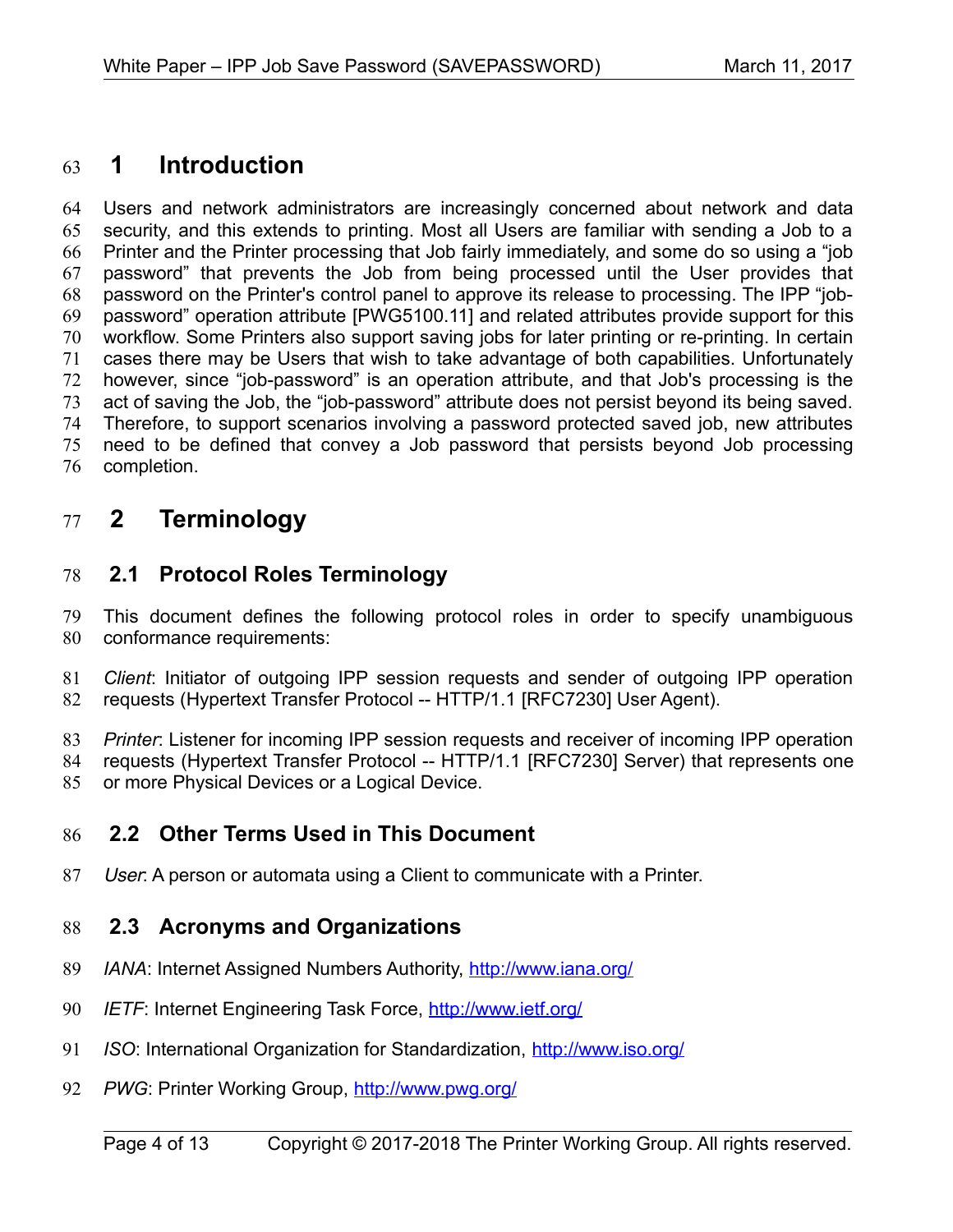# 1 Introduction

Users and network administrators are increasingly concerned about network and data security, and this extends to printing. Most all Users are familiar with sending a Job to a Printer and the Printer processing that Job fairly immediately, and some do so using a "job password" that prevents the Job from being processed until the User provides that password on the Printer's control panel to approve its release to processing. The IPP "job-password" operation attribute [PWG5100.11] and related attributes provide support for this workflow. Some Printers also support saving jobs for later printing or re-printing. In certain cases there may be Users that wish to take advantage of both capabilities. Unfortunately however, since "job-password" is an operation attribute, and that Job's processing is the act of saving the Job, the "job-password" attribute does not persist beyond its being saved. Therefore, to support scenarios involving a password protected saved job, new attributes need to be defined that convey a Job password that persists beyond Job processing completion.

# 2 Terminology

## 2.1 Protocol Roles Terminology

This document defines the following protocol roles in order to specify unambiguous conformance requirements:

*Client*: Initiator of outgoing IPP session requests and sender of outgoing IPP operation requests (Hypertext Transfer Protocol -- HTTP/1.1 [RFC7230] User Agent).

*Printer*: Listener for incoming IPP session requests and receiver of incoming IPP operation requests (Hypertext Transfer Protocol -- HTTP/1.1 [RFC7230] Server) that represents one or more Physical Devices or a Logical Device.

## 2.2 Other Terms Used in This Document

*User*: A person or automata using a Client to communicate with a Printer.

## 2.3 Acronyms and Organizations

*IANA*: Internet Assigned Numbers Authority, http://www.iana.org/

*IETF*: Internet Engineering Task Force, http://www.ietf.org/

*ISO*: International Organization for Standardization, http://www.iso.org/

*PWG*: Printer Working Group, http://www.pwg.org/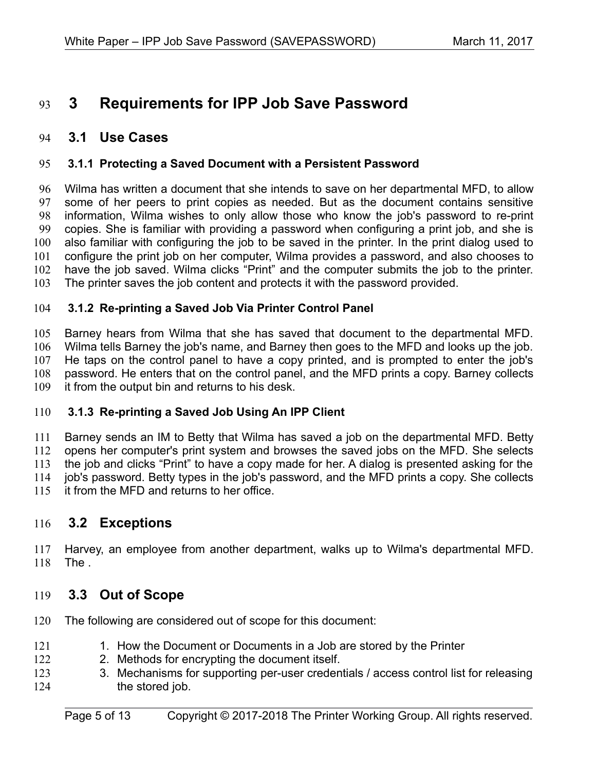# 3 Requirements for IPP Job Save Password

## 3.1 Use Cases

### 3.1.1 Protecting a Saved Document with a Persistent Password

Wilma has written a document that she intends to save on her departmental MFD, to allow some of her peers to print copies as needed. But as the document contains sensitive information, Wilma wishes to only allow those who know the job's password to re-print copies. She is familiar with providing a password when configuring a print job, and she is also familiar with configuring the job to be saved in the printer. In the print dialog used to configure the print job on her computer, Wilma provides a password, and also chooses to have the job saved. Wilma clicks "Print" and the computer submits the job to the printer. The printer saves the job content and protects it with the password provided.

### 3.1.2 Re-printing a Saved Job Via Printer Control Panel

Barney hears from Wilma that she has saved that document to the departmental MFD. Wilma tells Barney the job's name, and Barney then goes to the MFD and looks up the job. He taps on the control panel to have a copy printed, and is prompted to enter the job's password. He enters that on the control panel, and the MFD prints a copy. Barney collects it from the output bin and returns to his desk.

### 3.1.3 Re-printing a Saved Job Using An IPP Client

Barney sends an IM to Betty that Wilma has saved a job on the departmental MFD. Betty opens her computer's print system and browses the saved jobs on the MFD. She selects the job and clicks "Print" to have a copy made for her. A dialog is presented asking for the job's password. Betty types in the job's password, and the MFD prints a copy. She collects it from the MFD and returns to her office.

## 3.2 Exceptions

Harvey, an employee from another department, walks up to Wilma's departmental MFD. The .

## 3.3 Out of Scope

The following are considered out of scope for this document:

1. How the Document or Documents in a Job are stored by the Printer
2. Methods for encrypting the document itself.
3. Mechanisms for supporting per-user credentials / access control list for releasing the stored job.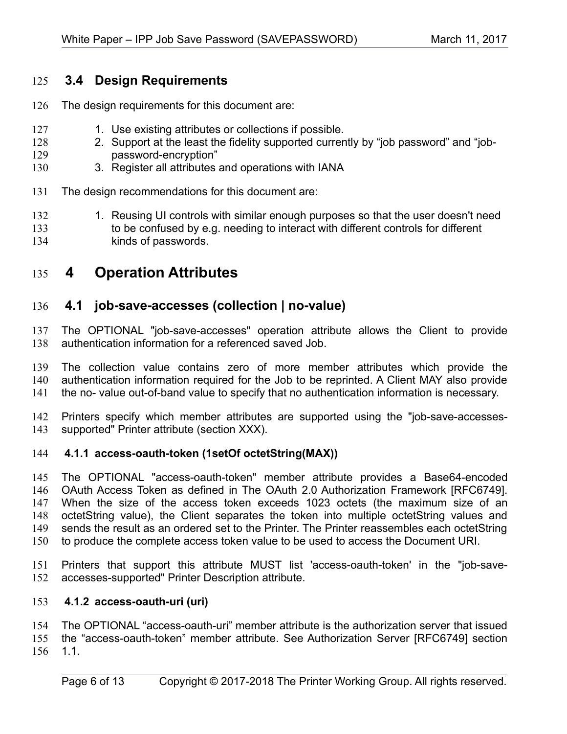## 3.4 Design Requirements

The design requirements for this document are:

1. Use existing attributes or collections if possible.
2. Support at the least the fidelity supported currently by “job password” and “job-password-encryption”
3. Register all attributes and operations with IANA

The design recommendations for this document are:

1. Reusing UI controls with similar enough purposes so that the user doesn't need to be confused by e.g. needing to interact with different controls for different kinds of passwords.

# 4 Operation Attributes

## 4.1 job-save-accesses (collection | no-value)

The OPTIONAL "job-save-accesses" operation attribute allows the Client to provide authentication information for a referenced saved Job.

The collection value contains zero of more member attributes which provide the authentication information required for the Job to be reprinted. A Client MAY also provide the no- value out-of-band value to specify that no authentication information is necessary.

Printers specify which member attributes are supported using the "job-save-accesses-supported" Printer attribute (section XXX).

### 4.1.1 access-oauth-token (1setOf octetString(MAX))

The OPTIONAL "access-oauth-token" member attribute provides a Base64-encoded OAuth Access Token as defined in The OAuth 2.0 Authorization Framework [RFC6749]. When the size of the access token exceeds 1023 octets (the maximum size of an octetString value), the Client separates the token into multiple octetString values and sends the result as an ordered set to the Printer. The Printer reassembles each octetString to produce the complete access token value to be used to access the Document URI.

Printers that support this attribute MUST list 'access-oauth-token' in the "job-save-accesses-supported" Printer Description attribute.

### 4.1.2 access-oauth-uri (uri)

The OPTIONAL “access-oauth-uri” member attribute is the authorization server that issued the “access-oauth-token” member attribute. See Authorization Server [RFC6749] section 1.1.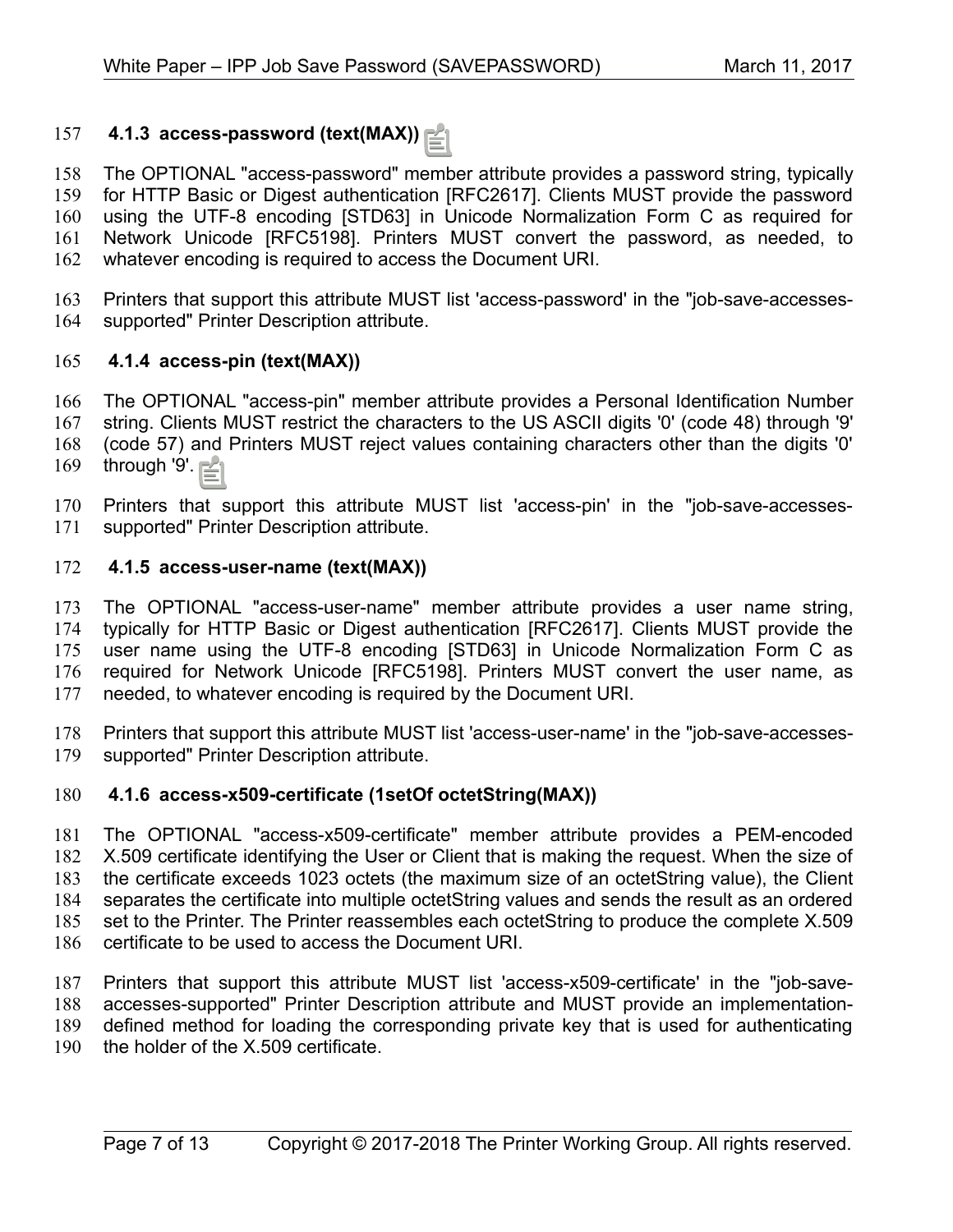### 4.1.3 access-password (text(MAX))

The OPTIONAL "access-password" member attribute provides a password string, typically for HTTP Basic or Digest authentication [RFC2617]. Clients MUST provide the password using the UTF-8 encoding [STD63] in Unicode Normalization Form C as required for Network Unicode [RFC5198]. Printers MUST convert the password, as needed, to whatever encoding is required to access the Document URI.

Printers that support this attribute MUST list 'access-password' in the "job-save-accesses-supported" Printer Description attribute.

### 4.1.4 access-pin (text(MAX))

The OPTIONAL "access-pin" member attribute provides a Personal Identification Number string. Clients MUST restrict the characters to the US ASCII digits '0' (code 48) through '9' (code 57) and Printers MUST reject values containing characters other than the digits '0' through '9'.

Printers that support this attribute MUST list 'access-pin' in the "job-save-accesses-supported" Printer Description attribute.

### 4.1.5 access-user-name (text(MAX))

The OPTIONAL "access-user-name" member attribute provides a user name string, typically for HTTP Basic or Digest authentication [RFC2617]. Clients MUST provide the user name using the UTF-8 encoding [STD63] in Unicode Normalization Form C as required for Network Unicode [RFC5198]. Printers MUST convert the user name, as needed, to whatever encoding is required by the Document URI.

Printers that support this attribute MUST list 'access-user-name' in the "job-save-accesses-supported" Printer Description attribute.

### 4.1.6 access-x509-certificate (1setOf octetString(MAX))

The OPTIONAL "access-x509-certificate" member attribute provides a PEM-encoded X.509 certificate identifying the User or Client that is making the request. When the size of the certificate exceeds 1023 octets (the maximum size of an octetString value), the Client separates the certificate into multiple octetString values and sends the result as an ordered set to the Printer. The Printer reassembles each octetString to produce the complete X.509 certificate to be used to access the Document URI.

Printers that support this attribute MUST list 'access-x509-certificate' in the "job-save-accesses-supported" Printer Description attribute and MUST provide an implementation-defined method for loading the corresponding private key that is used for authenticating the holder of the X.509 certificate.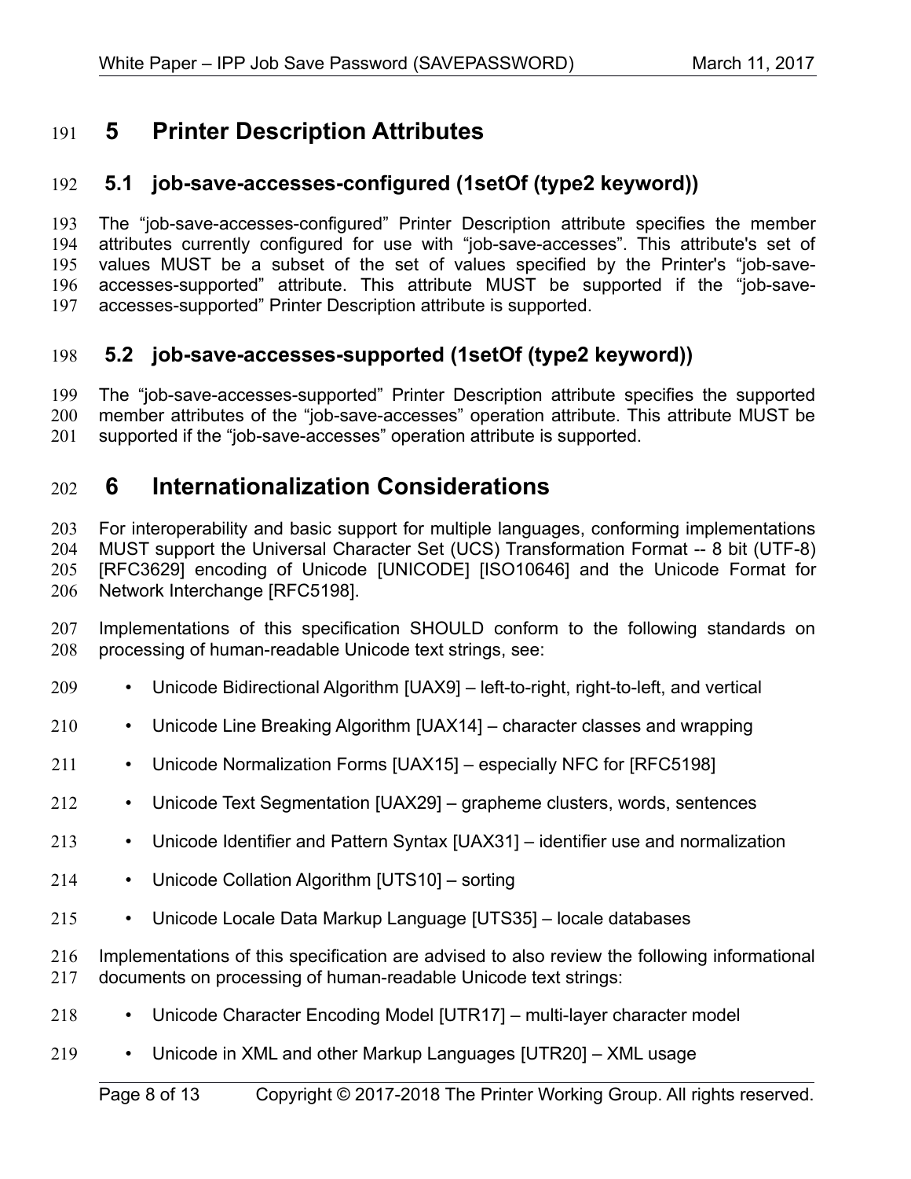# 5 Printer Description Attributes

## 5.1 job-save-accesses-configured (1setOf (type2 keyword))

The “job-save-accesses-configured” Printer Description attribute specifies the member attributes currently configured for use with “job-save-accesses”. This attribute's set of values MUST be a subset of the set of values specified by the Printer's “job-save-accesses-supported” attribute. This attribute MUST be supported if the “job-save-accesses-supported” Printer Description attribute is supported.

## 5.2 job-save-accesses-supported (1setOf (type2 keyword))

The “job-save-accesses-supported” Printer Description attribute specifies the supported member attributes of the “job-save-accesses” operation attribute. This attribute MUST be supported if the “job-save-accesses” operation attribute is supported.

# 6 Internationalization Considerations

For interoperability and basic support for multiple languages, conforming implementations MUST support the Universal Character Set (UCS) Transformation Format -- 8 bit (UTF-8) [RFC3629] encoding of Unicode [UNICODE] [ISO10646] and the Unicode Format for Network Interchange [RFC5198].

Implementations of this specification SHOULD conform to the following standards on processing of human-readable Unicode text strings, see:

- Unicode Bidirectional Algorithm [UAX9] – left-to-right, right-to-left, and vertical
- Unicode Line Breaking Algorithm [UAX14] – character classes and wrapping
- Unicode Normalization Forms [UAX15] – especially NFC for [RFC5198]
- Unicode Text Segmentation [UAX29] – grapheme clusters, words, sentences
- Unicode Identifier and Pattern Syntax [UAX31] – identifier use and normalization
- Unicode Collation Algorithm [UTS10] – sorting
- Unicode Locale Data Markup Language [UTS35] – locale databases

Implementations of this specification are advised to also review the following informational documents on processing of human-readable Unicode text strings:

- Unicode Character Encoding Model [UTR17] – multi-layer character model
- Unicode in XML and other Markup Languages [UTR20] – XML usage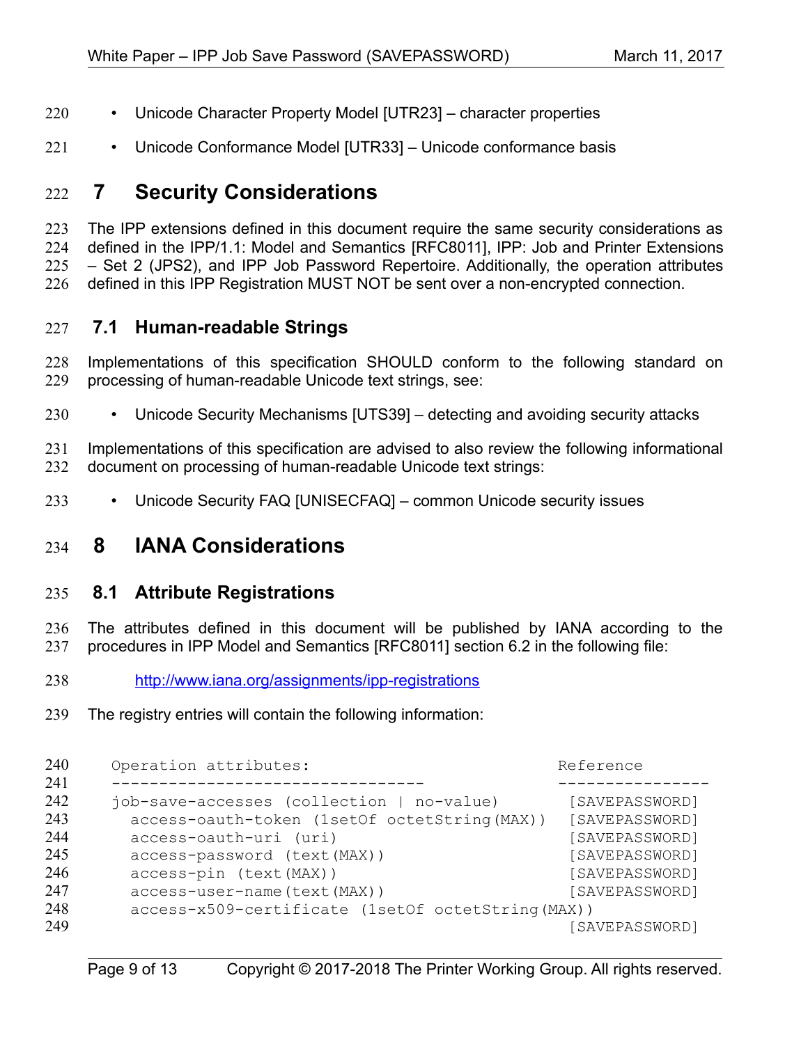- Unicode Character Property Model [UTR23] – character properties
- Unicode Conformance Model [UTR33] – Unicode conformance basis

# 7 Security Considerations

The IPP extensions defined in this document require the same security considerations as defined in the IPP/1.1: Model and Semantics [RFC8011], IPP: Job and Printer Extensions – Set 2 (JPS2), and IPP Job Password Repertoire. Additionally, the operation attributes defined in this IPP Registration MUST NOT be sent over a non-encrypted connection.

## 7.1 Human-readable Strings

Implementations of this specification SHOULD conform to the following standard on processing of human-readable Unicode text strings, see:

- Unicode Security Mechanisms [UTS39] – detecting and avoiding security attacks

Implementations of this specification are advised to also review the following informational document on processing of human-readable Unicode text strings:

- Unicode Security FAQ [UNISECFAQ] – common Unicode security issues

# 8 IANA Considerations

## 8.1 Attribute Registrations

The attributes defined in this document will be published by IANA according to the procedures in IPP Model and Semantics [RFC8011] section 6.2 in the following file:

http://www.iana.org/assignments/ipp-registrations

The registry entries will contain the following information:

```
Operation attributes:                               Reference
--------------------------------                    ----------------
job-save-accesses (collection | no-value)           [SAVEPASSWORD]
  access-oauth-token (1setOf octetString(MAX))      [SAVEPASSWORD]
  access-oauth-uri (uri)                            [SAVEPASSWORD]
  access-password (text(MAX))                       [SAVEPASSWORD]
  access-pin (text(MAX))                            [SAVEPASSWORD]
  access-user-name(text(MAX))                       [SAVEPASSWORD]
  access-x509-certificate (1setOf octetString(MAX))
                                                    [SAVEPASSWORD]
```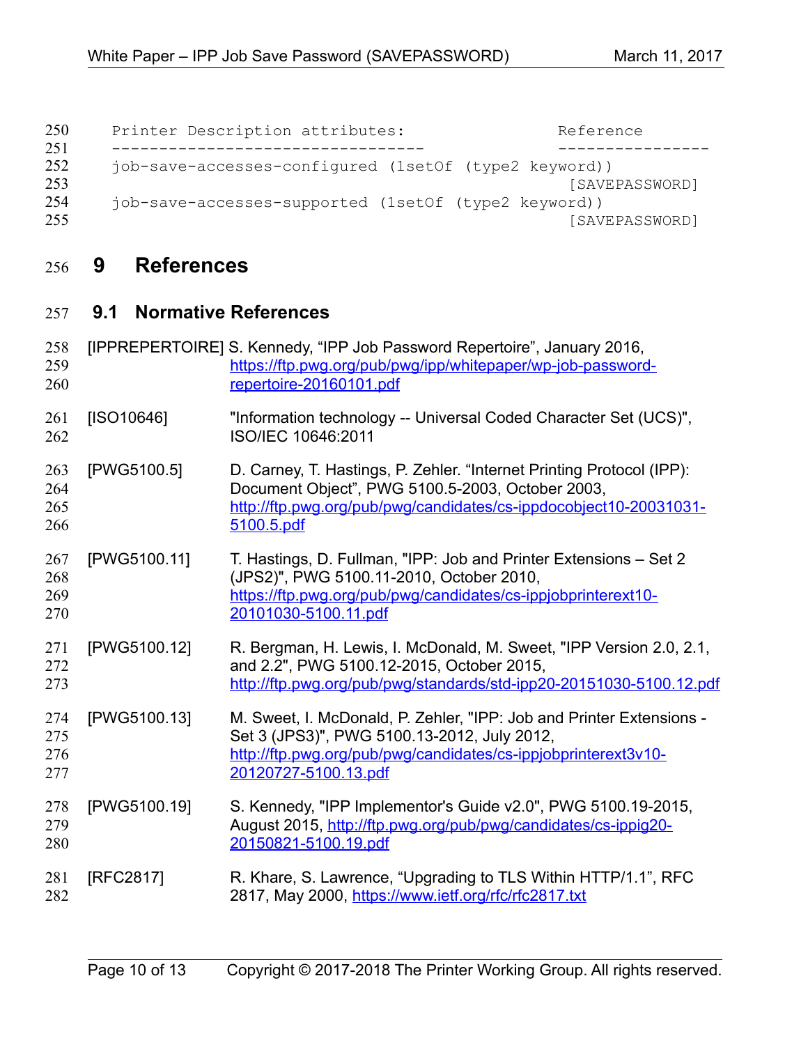```
Printer Description attributes:                 Reference
---------------------------------               ----------------
job-save-accesses-configured (1setOf (type2 keyword))
                                                  [SAVEPASSWORD]
job-save-accesses-supported (1setOf (type2 keyword))
                                                  [SAVEPASSWORD]
```

# 9 References

## 9.1 Normative References

[IPPREPERTOIRE] S. Kennedy, “IPP Job Password Repertoire”, January 2016, https://ftp.pwg.org/pub/pwg/ipp/whitepaper/wp-job-password-repertoire-20160101.pdf

[ISO10646] "Information technology -- Universal Coded Character Set (UCS)", ISO/IEC 10646:2011

[PWG5100.5] D. Carney, T. Hastings, P. Zehler. “Internet Printing Protocol (IPP): Document Object”, PWG 5100.5-2003, October 2003, http://ftp.pwg.org/pub/pwg/candidates/cs-ippdocobject10-20031031-5100.5.pdf

[PWG5100.11] T. Hastings, D. Fullman, "IPP: Job and Printer Extensions – Set 2 (JPS2)", PWG 5100.11-2010, October 2010, https://ftp.pwg.org/pub/pwg/candidates/cs-ippjobprinterext10-20101030-5100.11.pdf

[PWG5100.12] R. Bergman, H. Lewis, I. McDonald, M. Sweet, "IPP Version 2.0, 2.1, and 2.2", PWG 5100.12-2015, October 2015, http://ftp.pwg.org/pub/pwg/standards/std-ipp20-20151030-5100.12.pdf

[PWG5100.13] M. Sweet, I. McDonald, P. Zehler, "IPP: Job and Printer Extensions - Set 3 (JPS3)", PWG 5100.13-2012, July 2012, http://ftp.pwg.org/pub/pwg/candidates/cs-ippjobprinterext3v10-20120727-5100.13.pdf

[PWG5100.19] S. Kennedy, "IPP Implementor's Guide v2.0", PWG 5100.19-2015, August 2015, http://ftp.pwg.org/pub/pwg/candidates/cs-ippig20-20150821-5100.19.pdf

[RFC2817] R. Khare, S. Lawrence, “Upgrading to TLS Within HTTP/1.1”, RFC 2817, May 2000, https://www.ietf.org/rfc/rfc2817.txt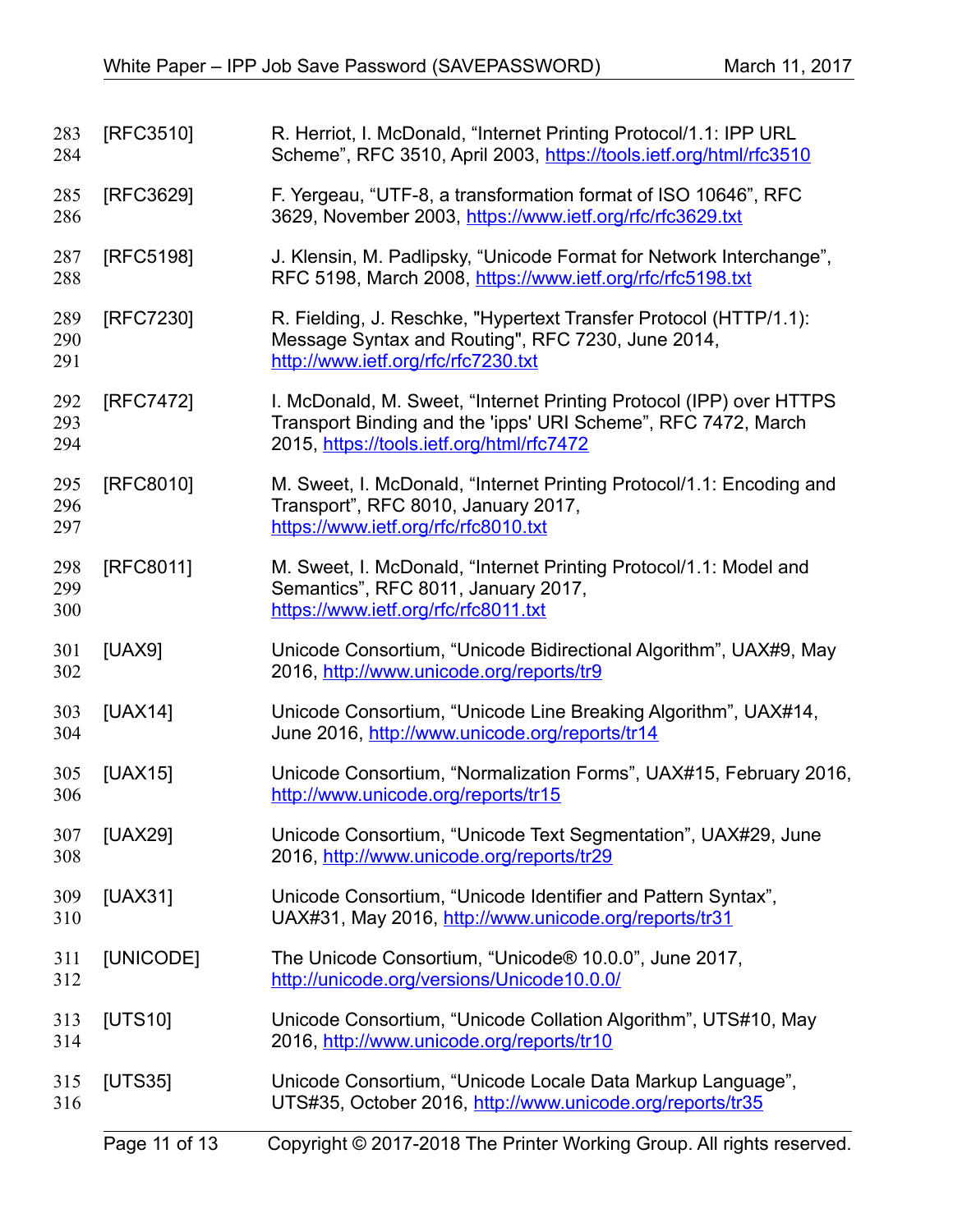[RFC3510] R. Herriot, I. McDonald, "Internet Printing Protocol/1.1: IPP URL Scheme", RFC 3510, April 2003, https://tools.ietf.org/html/rfc3510

[RFC3629] F. Yergeau, "UTF-8, a transformation format of ISO 10646", RFC 3629, November 2003, https://www.ietf.org/rfc/rfc3629.txt

[RFC5198] J. Klensin, M. Padlipsky, "Unicode Format for Network Interchange", RFC 5198, March 2008, https://www.ietf.org/rfc/rfc5198.txt

[RFC7230] R. Fielding, J. Reschke, "Hypertext Transfer Protocol (HTTP/1.1): Message Syntax and Routing", RFC 7230, June 2014, http://www.ietf.org/rfc/rfc7230.txt

[RFC7472] I. McDonald, M. Sweet, "Internet Printing Protocol (IPP) over HTTPS Transport Binding and the 'ipps' URI Scheme", RFC 7472, March 2015, https://tools.ietf.org/html/rfc7472

[RFC8010] M. Sweet, I. McDonald, "Internet Printing Protocol/1.1: Encoding and Transport", RFC 8010, January 2017, https://www.ietf.org/rfc/rfc8010.txt

[RFC8011] M. Sweet, I. McDonald, "Internet Printing Protocol/1.1: Model and Semantics", RFC 8011, January 2017, https://www.ietf.org/rfc/rfc8011.txt

[UAX9] Unicode Consortium, "Unicode Bidirectional Algorithm", UAX#9, May 2016, http://www.unicode.org/reports/tr9

[UAX14] Unicode Consortium, "Unicode Line Breaking Algorithm", UAX#14, June 2016, http://www.unicode.org/reports/tr14

[UAX15] Unicode Consortium, "Normalization Forms", UAX#15, February 2016, http://www.unicode.org/reports/tr15

[UAX29] Unicode Consortium, "Unicode Text Segmentation", UAX#29, June 2016, http://www.unicode.org/reports/tr29

[UAX31] Unicode Consortium, "Unicode Identifier and Pattern Syntax", UAX#31, May 2016, http://www.unicode.org/reports/tr31

[UNICODE] The Unicode Consortium, "Unicode® 10.0.0", June 2017, http://unicode.org/versions/Unicode10.0.0/

[UTS10] Unicode Consortium, "Unicode Collation Algorithm", UTS#10, May 2016, http://www.unicode.org/reports/tr10

[UTS35] Unicode Consortium, "Unicode Locale Data Markup Language", UTS#35, October 2016, http://www.unicode.org/reports/tr35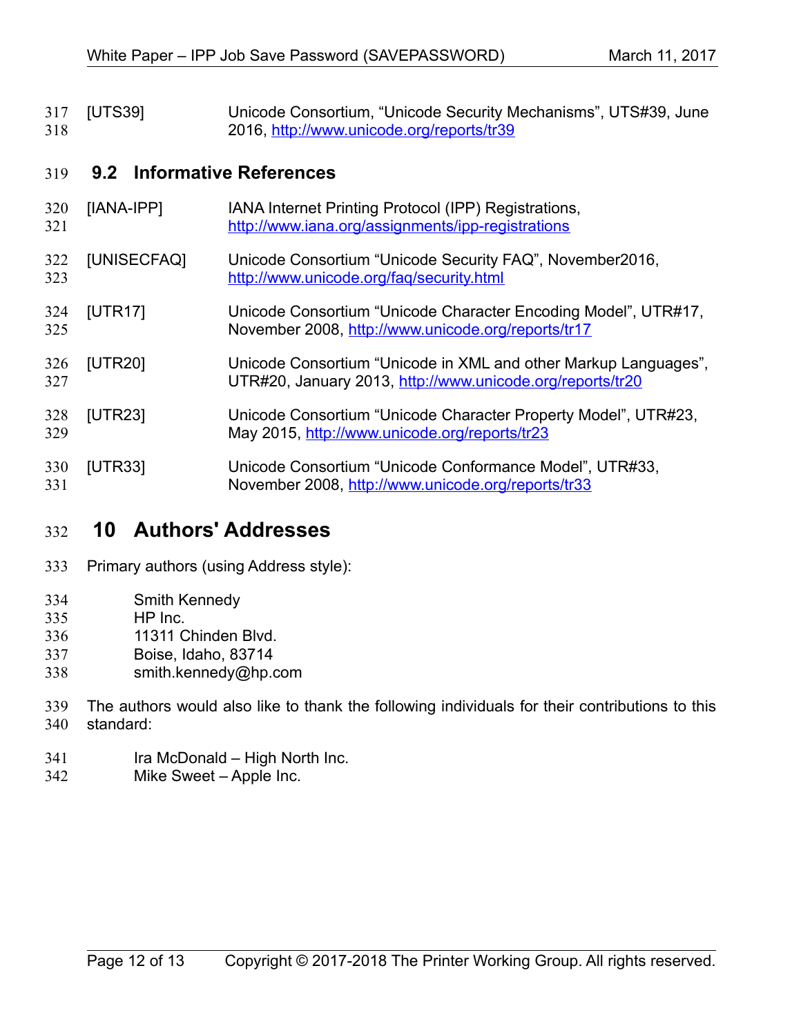[UTS39] Unicode Consortium, “Unicode Security Mechanisms”, UTS#39, June 2016, http://www.unicode.org/reports/tr39

## 9.2 Informative References

[IANA-IPP] IANA Internet Printing Protocol (IPP) Registrations, http://www.iana.org/assignments/ipp-registrations

[UNISECFAQ] Unicode Consortium “Unicode Security FAQ”, November2016, http://www.unicode.org/faq/security.html

[UTR17] Unicode Consortium “Unicode Character Encoding Model”, UTR#17, November 2008, http://www.unicode.org/reports/tr17

[UTR20] Unicode Consortium “Unicode in XML and other Markup Languages”, UTR#20, January 2013, http://www.unicode.org/reports/tr20

[UTR23] Unicode Consortium “Unicode Character Property Model”, UTR#23, May 2015, http://www.unicode.org/reports/tr23

[UTR33] Unicode Consortium “Unicode Conformance Model”, UTR#33, November 2008, http://www.unicode.org/reports/tr33

# 10 Authors' Addresses

Primary authors (using Address style):

Smith Kennedy
HP Inc.
11311 Chinden Blvd.
Boise, Idaho, 83714
smith.kennedy@hp.com

The authors would also like to thank the following individuals for their contributions to this standard:

Ira McDonald – High North Inc.
Mike Sweet – Apple Inc.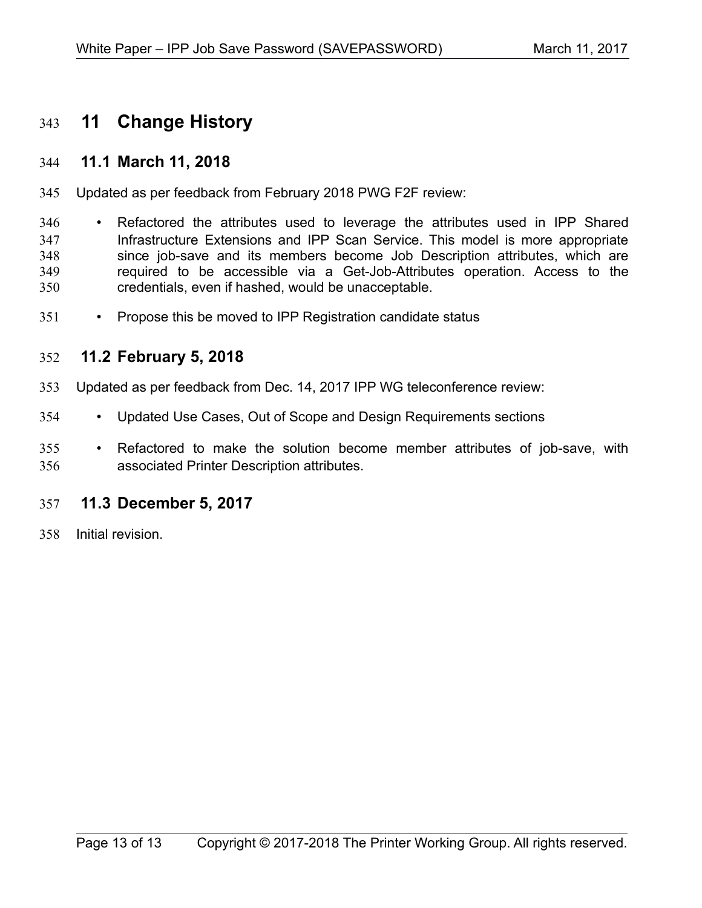# 11 Change History

## 11.1 March 11, 2018

Updated as per feedback from February 2018 PWG F2F review:

- Refactored the attributes used to leverage the attributes used in IPP Shared Infrastructure Extensions and IPP Scan Service. This model is more appropriate since job-save and its members become Job Description attributes, which are required to be accessible via a Get-Job-Attributes operation. Access to the credentials, even if hashed, would be unacceptable.
- Propose this be moved to IPP Registration candidate status

## 11.2 February 5, 2018

Updated as per feedback from Dec. 14, 2017 IPP WG teleconference review:

- Updated Use Cases, Out of Scope and Design Requirements sections
- Refactored to make the solution become member attributes of job-save, with associated Printer Description attributes.

## 11.3 December 5, 2017

Initial revision.